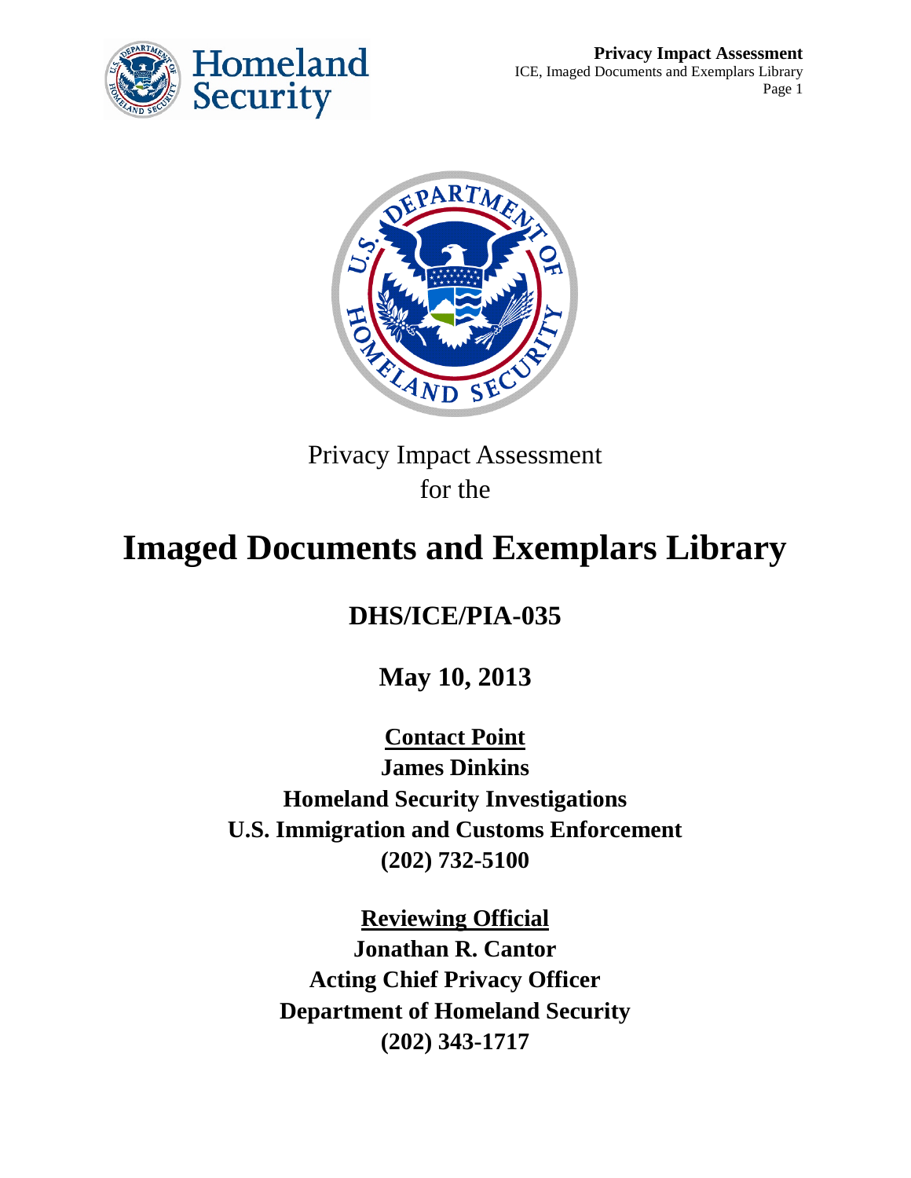Privacy Impact Assessment
for the

# Imaged Documents and Exemplars Library

## DHS/ICE/PIA-035

## May 10, 2013

**Contact Point**
**James Dinkins**
**Homeland Security Investigations**
**U.S. Immigration and Customs Enforcement**
**(202) 732-5100**

**Reviewing Official**
**Jonathan R. Cantor**
**Acting Chief Privacy Officer**
**Department of Homeland Security**
**(202) 343-1717**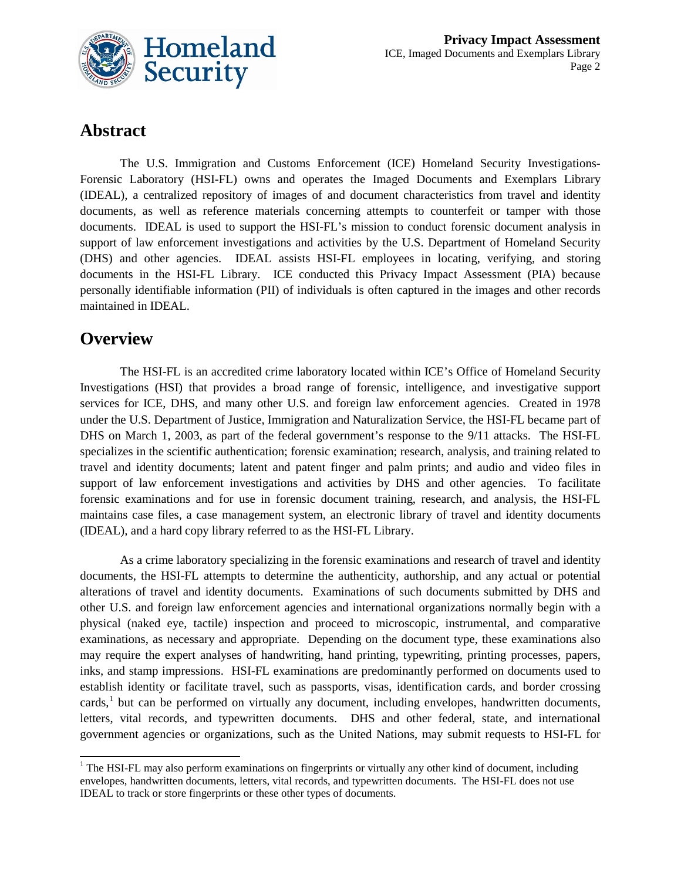## Abstract

The U.S. Immigration and Customs Enforcement (ICE) Homeland Security Investigations-Forensic Laboratory (HSI-FL) owns and operates the Imaged Documents and Exemplars Library (IDEAL), a centralized repository of images of and document characteristics from travel and identity documents, as well as reference materials concerning attempts to counterfeit or tamper with those documents. IDEAL is used to support the HSI-FL's mission to conduct forensic document analysis in support of law enforcement investigations and activities by the U.S. Department of Homeland Security (DHS) and other agencies. IDEAL assists HSI-FL employees in locating, verifying, and storing documents in the HSI-FL Library. ICE conducted this Privacy Impact Assessment (PIA) because personally identifiable information (PII) of individuals is often captured in the images and other records maintained in IDEAL.

## Overview

The HSI-FL is an accredited crime laboratory located within ICE's Office of Homeland Security Investigations (HSI) that provides a broad range of forensic, intelligence, and investigative support services for ICE, DHS, and many other U.S. and foreign law enforcement agencies. Created in 1978 under the U.S. Department of Justice, Immigration and Naturalization Service, the HSI-FL became part of DHS on March 1, 2003, as part of the federal government's response to the 9/11 attacks. The HSI-FL specializes in the scientific authentication; forensic examination; research, analysis, and training related to travel and identity documents; latent and patent finger and palm prints; and audio and video files in support of law enforcement investigations and activities by DHS and other agencies. To facilitate forensic examinations and for use in forensic document training, research, and analysis, the HSI-FL maintains case files, a case management system, an electronic library of travel and identity documents (IDEAL), and a hard copy library referred to as the HSI-FL Library.

As a crime laboratory specializing in the forensic examinations and research of travel and identity documents, the HSI-FL attempts to determine the authenticity, authorship, and any actual or potential alterations of travel and identity documents. Examinations of such documents submitted by DHS and other U.S. and foreign law enforcement agencies and international organizations normally begin with a physical (naked eye, tactile) inspection and proceed to microscopic, instrumental, and comparative examinations, as necessary and appropriate. Depending on the document type, these examinations also may require the expert analyses of handwriting, hand printing, typewriting, printing processes, papers, inks, and stamp impressions. HSI-FL examinations are predominantly performed on documents used to establish identity or facilitate travel, such as passports, visas, identification cards, and border crossing cards,[1] but can be performed on virtually any document, including envelopes, handwritten documents, letters, vital records, and typewritten documents. DHS and other federal, state, and international government agencies or organizations, such as the United Nations, may submit requests to HSI-FL for

[1] The HSI-FL may also perform examinations on fingerprints or virtually any other kind of document, including envelopes, handwritten documents, letters, vital records, and typewritten documents. The HSI-FL does not use IDEAL to track or store fingerprints or these other types of documents.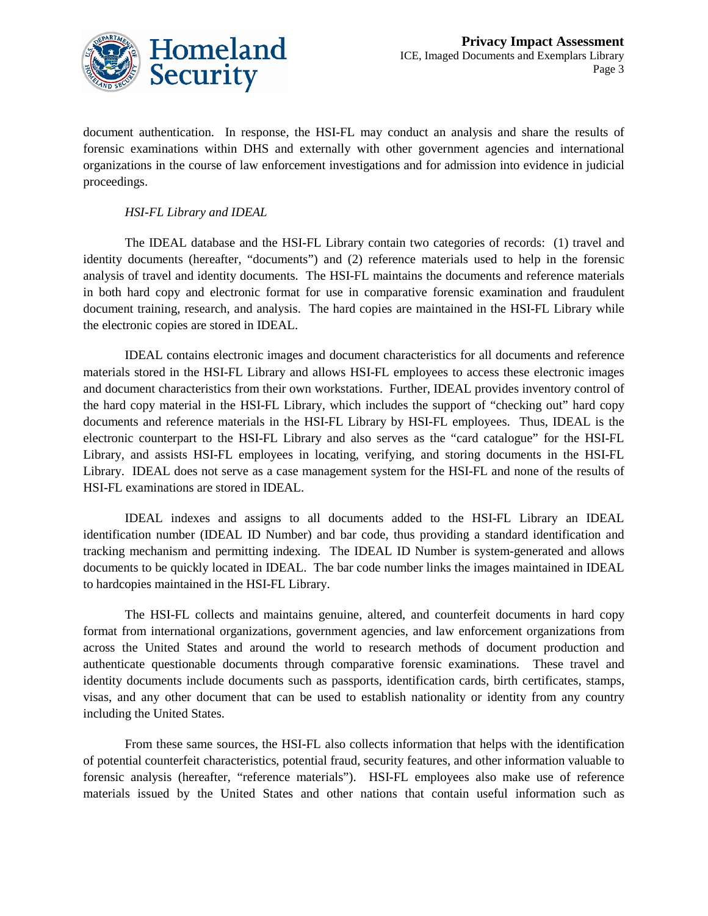document authentication. In response, the HSI-FL may conduct an analysis and share the results of forensic examinations within DHS and externally with other government agencies and international organizations in the course of law enforcement investigations and for admission into evidence in judicial proceedings.

*HSI-FL Library and IDEAL*

The IDEAL database and the HSI-FL Library contain two categories of records: (1) travel and identity documents (hereafter, "documents") and (2) reference materials used to help in the forensic analysis of travel and identity documents. The HSI-FL maintains the documents and reference materials in both hard copy and electronic format for use in comparative forensic examination and fraudulent document training, research, and analysis. The hard copies are maintained in the HSI-FL Library while the electronic copies are stored in IDEAL.

IDEAL contains electronic images and document characteristics for all documents and reference materials stored in the HSI-FL Library and allows HSI-FL employees to access these electronic images and document characteristics from their own workstations. Further, IDEAL provides inventory control of the hard copy material in the HSI-FL Library, which includes the support of "checking out" hard copy documents and reference materials in the HSI-FL Library by HSI-FL employees. Thus, IDEAL is the electronic counterpart to the HSI-FL Library and also serves as the "card catalogue" for the HSI-FL Library, and assists HSI-FL employees in locating, verifying, and storing documents in the HSI-FL Library. IDEAL does not serve as a case management system for the HSI-FL and none of the results of HSI-FL examinations are stored in IDEAL.

IDEAL indexes and assigns to all documents added to the HSI-FL Library an IDEAL identification number (IDEAL ID Number) and bar code, thus providing a standard identification and tracking mechanism and permitting indexing. The IDEAL ID Number is system-generated and allows documents to be quickly located in IDEAL. The bar code number links the images maintained in IDEAL to hardcopies maintained in the HSI-FL Library.

The HSI-FL collects and maintains genuine, altered, and counterfeit documents in hard copy format from international organizations, government agencies, and law enforcement organizations from across the United States and around the world to research methods of document production and authenticate questionable documents through comparative forensic examinations. These travel and identity documents include documents such as passports, identification cards, birth certificates, stamps, visas, and any other document that can be used to establish nationality or identity from any country including the United States.

From these same sources, the HSI-FL also collects information that helps with the identification of potential counterfeit characteristics, potential fraud, security features, and other information valuable to forensic analysis (hereafter, "reference materials"). HSI-FL employees also make use of reference materials issued by the United States and other nations that contain useful information such as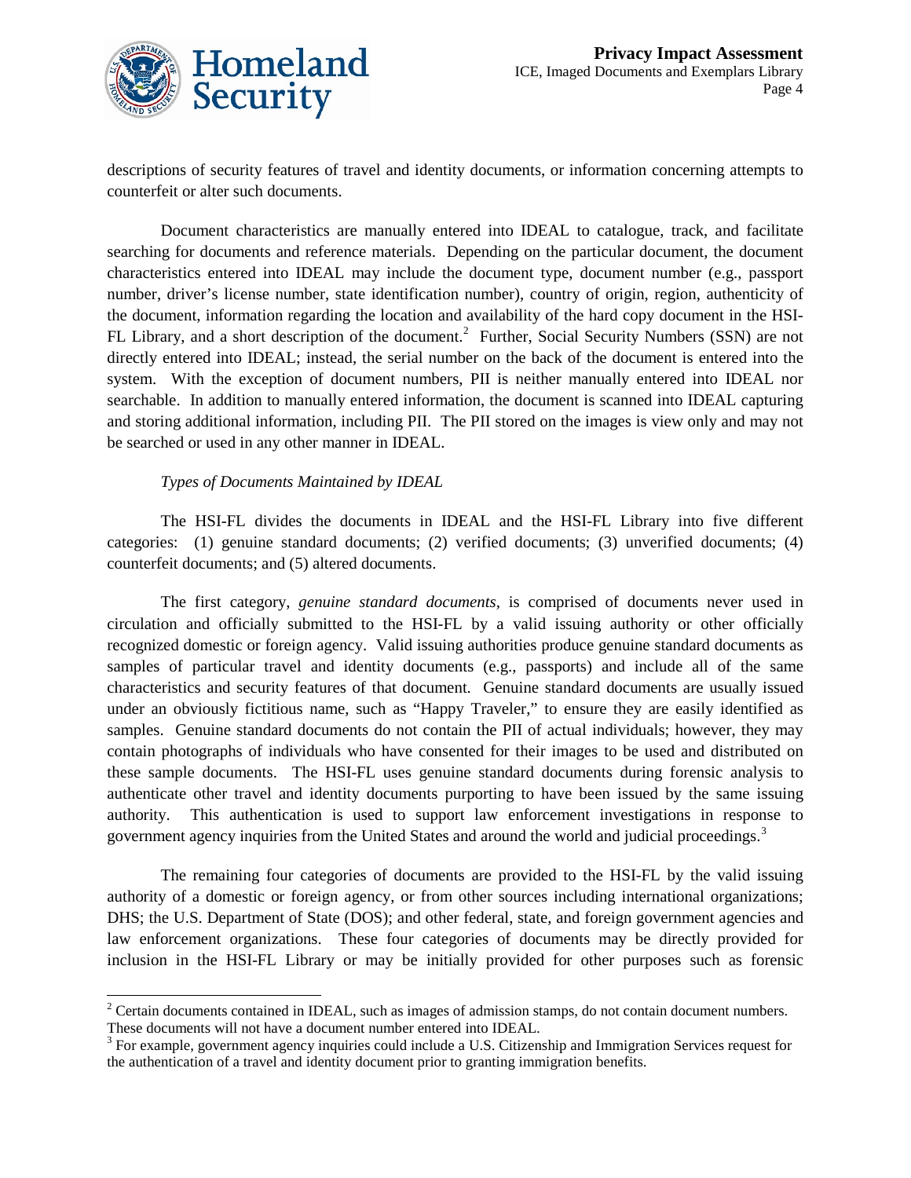descriptions of security features of travel and identity documents, or information concerning attempts to counterfeit or alter such documents.

Document characteristics are manually entered into IDEAL to catalogue, track, and facilitate searching for documents and reference materials. Depending on the particular document, the document characteristics entered into IDEAL may include the document type, document number (e.g., passport number, driver's license number, state identification number), country of origin, region, authenticity of the document, information regarding the location and availability of the hard copy document in the HSI-FL Library, and a short description of the document.[2] Further, Social Security Numbers (SSN) are not directly entered into IDEAL; instead, the serial number on the back of the document is entered into the system. With the exception of document numbers, PII is neither manually entered into IDEAL nor searchable. In addition to manually entered information, the document is scanned into IDEAL capturing and storing additional information, including PII. The PII stored on the images is view only and may not be searched or used in any other manner in IDEAL.

*Types of Documents Maintained by IDEAL*

The HSI-FL divides the documents in IDEAL and the HSI-FL Library into five different categories: (1) genuine standard documents; (2) verified documents; (3) unverified documents; (4) counterfeit documents; and (5) altered documents.

The first category, *genuine standard documents*, is comprised of documents never used in circulation and officially submitted to the HSI-FL by a valid issuing authority or other officially recognized domestic or foreign agency. Valid issuing authorities produce genuine standard documents as samples of particular travel and identity documents (e.g., passports) and include all of the same characteristics and security features of that document. Genuine standard documents are usually issued under an obviously fictitious name, such as "Happy Traveler," to ensure they are easily identified as samples. Genuine standard documents do not contain the PII of actual individuals; however, they may contain photographs of individuals who have consented for their images to be used and distributed on these sample documents. The HSI-FL uses genuine standard documents during forensic analysis to authenticate other travel and identity documents purporting to have been issued by the same issuing authority. This authentication is used to support law enforcement investigations in response to government agency inquiries from the United States and around the world and judicial proceedings.[3]

The remaining four categories of documents are provided to the HSI-FL by the valid issuing authority of a domestic or foreign agency, or from other sources including international organizations; DHS; the U.S. Department of State (DOS); and other federal, state, and foreign government agencies and law enforcement organizations. These four categories of documents may be directly provided for inclusion in the HSI-FL Library or may be initially provided for other purposes such as forensic

---

[2] Certain documents contained in IDEAL, such as images of admission stamps, do not contain document numbers. These documents will not have a document number entered into IDEAL.

[3] For example, government agency inquiries could include a U.S. Citizenship and Immigration Services request for the authentication of a travel and identity document prior to granting immigration benefits.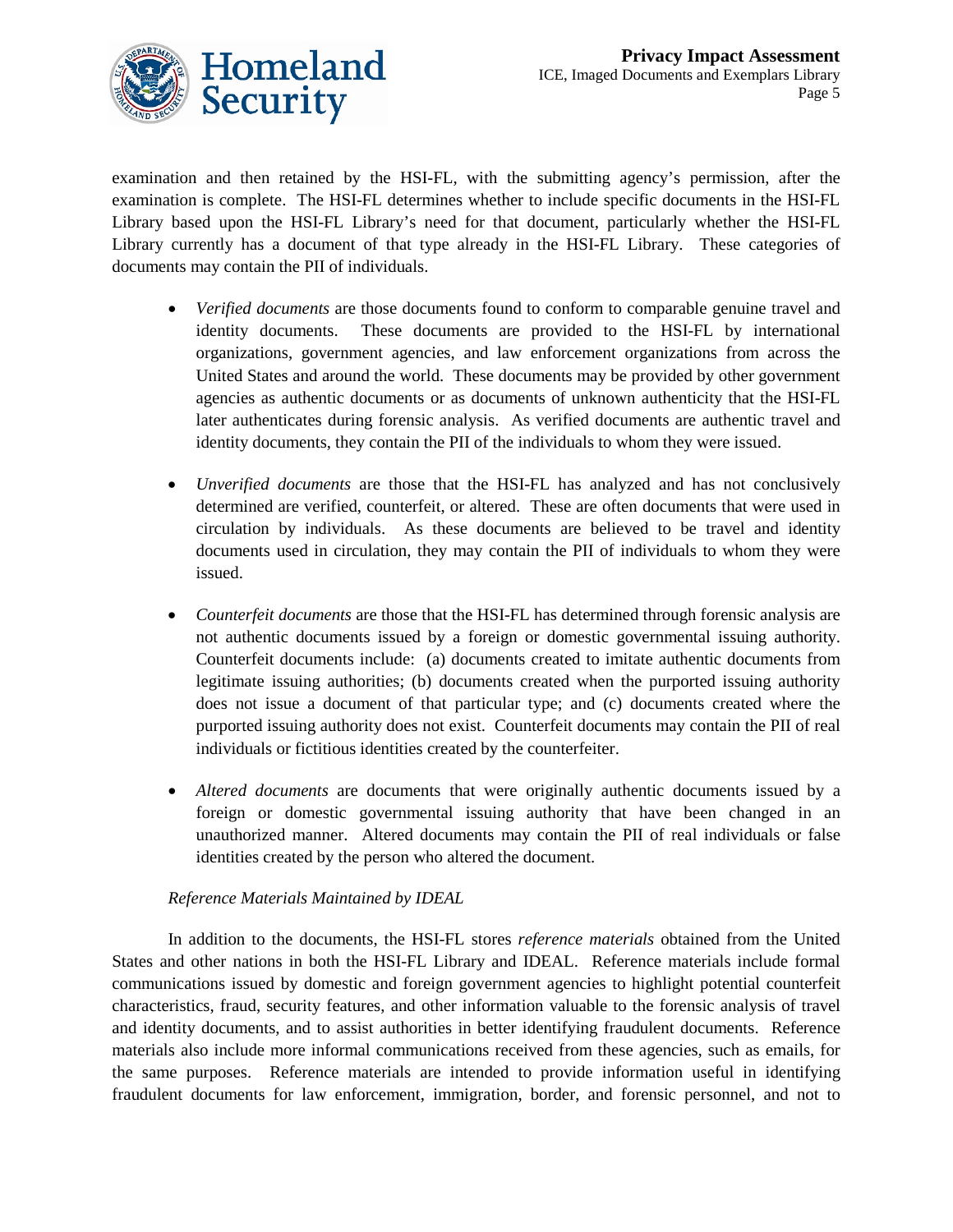examination and then retained by the HSI-FL, with the submitting agency's permission, after the examination is complete. The HSI-FL determines whether to include specific documents in the HSI-FL Library based upon the HSI-FL Library's need for that document, particularly whether the HSI-FL Library currently has a document of that type already in the HSI-FL Library. These categories of documents may contain the PII of individuals.

- *Verified documents* are those documents found to conform to comparable genuine travel and identity documents. These documents are provided to the HSI-FL by international organizations, government agencies, and law enforcement organizations from across the United States and around the world. These documents may be provided by other government agencies as authentic documents or as documents of unknown authenticity that the HSI-FL later authenticates during forensic analysis. As verified documents are authentic travel and identity documents, they contain the PII of the individuals to whom they were issued.

- *Unverified documents* are those that the HSI-FL has analyzed and has not conclusively determined are verified, counterfeit, or altered. These are often documents that were used in circulation by individuals. As these documents are believed to be travel and identity documents used in circulation, they may contain the PII of individuals to whom they were issued.

- *Counterfeit documents* are those that the HSI-FL has determined through forensic analysis are not authentic documents issued by a foreign or domestic governmental issuing authority. Counterfeit documents include: (a) documents created to imitate authentic documents from legitimate issuing authorities; (b) documents created when the purported issuing authority does not issue a document of that particular type; and (c) documents created where the purported issuing authority does not exist. Counterfeit documents may contain the PII of real individuals or fictitious identities created by the counterfeiter.

- *Altered documents* are documents that were originally authentic documents issued by a foreign or domestic governmental issuing authority that have been changed in an unauthorized manner. Altered documents may contain the PII of real individuals or false identities created by the person who altered the document.

*Reference Materials Maintained by IDEAL*

In addition to the documents, the HSI-FL stores *reference materials* obtained from the United States and other nations in both the HSI-FL Library and IDEAL. Reference materials include formal communications issued by domestic and foreign government agencies to highlight potential counterfeit characteristics, fraud, security features, and other information valuable to the forensic analysis of travel and identity documents, and to assist authorities in better identifying fraudulent documents. Reference materials also include more informal communications received from these agencies, such as emails, for the same purposes. Reference materials are intended to provide information useful in identifying fraudulent documents for law enforcement, immigration, border, and forensic personnel, and not to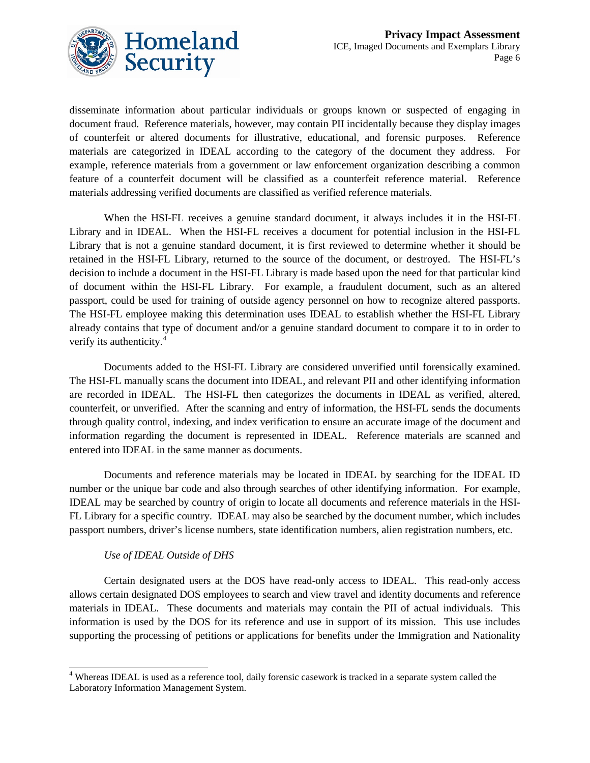disseminate information about particular individuals or groups known or suspected of engaging in document fraud. Reference materials, however, may contain PII incidentally because they display images of counterfeit or altered documents for illustrative, educational, and forensic purposes. Reference materials are categorized in IDEAL according to the category of the document they address. For example, reference materials from a government or law enforcement organization describing a common feature of a counterfeit document will be classified as a counterfeit reference material. Reference materials addressing verified documents are classified as verified reference materials.

When the HSI-FL receives a genuine standard document, it always includes it in the HSI-FL Library and in IDEAL. When the HSI-FL receives a document for potential inclusion in the HSI-FL Library that is not a genuine standard document, it is first reviewed to determine whether it should be retained in the HSI-FL Library, returned to the source of the document, or destroyed. The HSI-FL's decision to include a document in the HSI-FL Library is made based upon the need for that particular kind of document within the HSI-FL Library. For example, a fraudulent document, such as an altered passport, could be used for training of outside agency personnel on how to recognize altered passports. The HSI-FL employee making this determination uses IDEAL to establish whether the HSI-FL Library already contains that type of document and/or a genuine standard document to compare it to in order to verify its authenticity.[4]

Documents added to the HSI-FL Library are considered unverified until forensically examined. The HSI-FL manually scans the document into IDEAL, and relevant PII and other identifying information are recorded in IDEAL. The HSI-FL then categorizes the documents in IDEAL as verified, altered, counterfeit, or unverified. After the scanning and entry of information, the HSI-FL sends the documents through quality control, indexing, and index verification to ensure an accurate image of the document and information regarding the document is represented in IDEAL. Reference materials are scanned and entered into IDEAL in the same manner as documents.

Documents and reference materials may be located in IDEAL by searching for the IDEAL ID number or the unique bar code and also through searches of other identifying information. For example, IDEAL may be searched by country of origin to locate all documents and reference materials in the HSI-FL Library for a specific country. IDEAL may also be searched by the document number, which includes passport numbers, driver's license numbers, state identification numbers, alien registration numbers, etc.

*Use of IDEAL Outside of DHS*

Certain designated users at the DOS have read-only access to IDEAL. This read-only access allows certain designated DOS employees to search and view travel and identity documents and reference materials in IDEAL. These documents and materials may contain the PII of actual individuals. This information is used by the DOS for its reference and use in support of its mission. This use includes supporting the processing of petitions or applications for benefits under the Immigration and Nationality

---

[4] Whereas IDEAL is used as a reference tool, daily forensic casework is tracked in a separate system called the Laboratory Information Management System.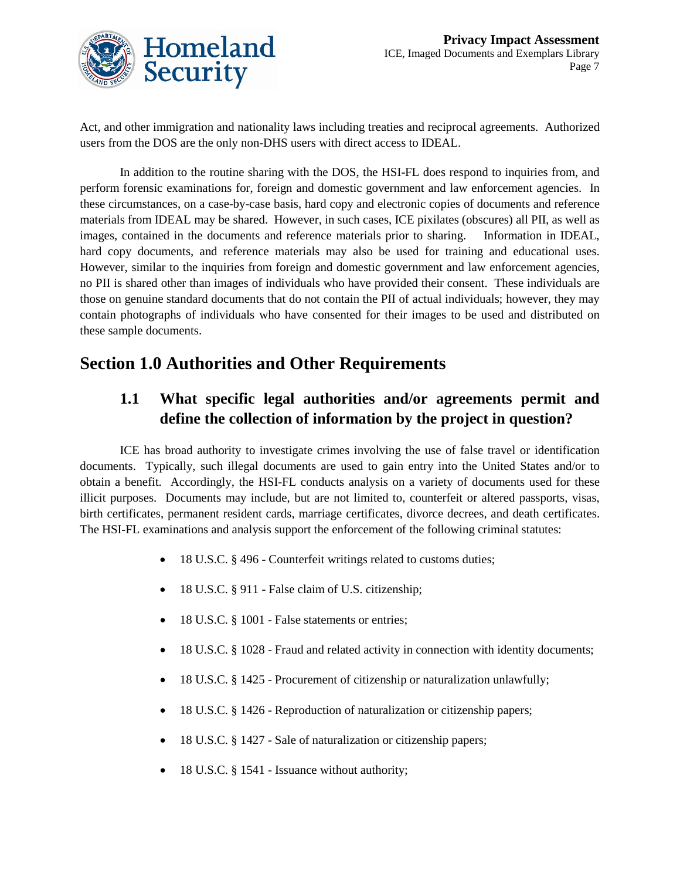Act, and other immigration and nationality laws including treaties and reciprocal agreements. Authorized users from the DOS are the only non-DHS users with direct access to IDEAL.

In addition to the routine sharing with the DOS, the HSI-FL does respond to inquiries from, and perform forensic examinations for, foreign and domestic government and law enforcement agencies. In these circumstances, on a case-by-case basis, hard copy and electronic copies of documents and reference materials from IDEAL may be shared. However, in such cases, ICE pixilates (obscures) all PII, as well as images, contained in the documents and reference materials prior to sharing. Information in IDEAL, hard copy documents, and reference materials may also be used for training and educational uses. However, similar to the inquiries from foreign and domestic government and law enforcement agencies, no PII is shared other than images of individuals who have provided their consent. These individuals are those on genuine standard documents that do not contain the PII of actual individuals; however, they may contain photographs of individuals who have consented for their images to be used and distributed on these sample documents.

## Section 1.0 Authorities and Other Requirements

### 1.1 What specific legal authorities and/or agreements permit and define the collection of information by the project in question?

ICE has broad authority to investigate crimes involving the use of false travel or identification documents. Typically, such illegal documents are used to gain entry into the United States and/or to obtain a benefit. Accordingly, the HSI-FL conducts analysis on a variety of documents used for these illicit purposes. Documents may include, but are not limited to, counterfeit or altered passports, visas, birth certificates, permanent resident cards, marriage certificates, divorce decrees, and death certificates. The HSI-FL examinations and analysis support the enforcement of the following criminal statutes:

- 18 U.S.C. § 496 - Counterfeit writings related to customs duties;
- 18 U.S.C. § 911 - False claim of U.S. citizenship;
- 18 U.S.C. § 1001 - False statements or entries;
- 18 U.S.C. § 1028 - Fraud and related activity in connection with identity documents;
- 18 U.S.C. § 1425 - Procurement of citizenship or naturalization unlawfully;
- 18 U.S.C. § 1426 - Reproduction of naturalization or citizenship papers;
- 18 U.S.C. § 1427 - Sale of naturalization or citizenship papers;
- 18 U.S.C. § 1541 - Issuance without authority;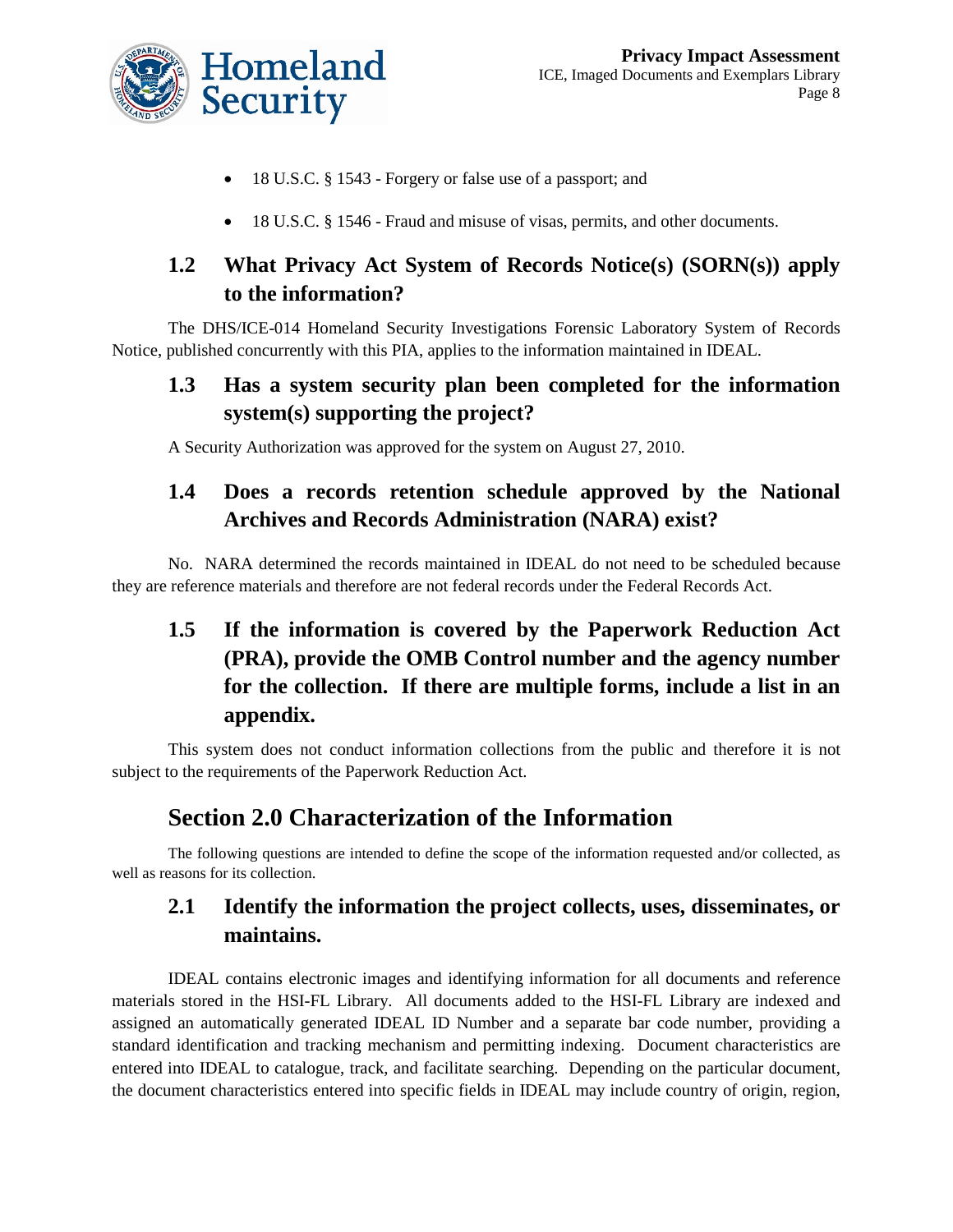- 18 U.S.C. § 1543 - Forgery or false use of a passport; and
- 18 U.S.C. § 1546 - Fraud and misuse of visas, permits, and other documents.

### 1.2 What Privacy Act System of Records Notice(s) (SORN(s)) apply to the information?

The DHS/ICE-014 Homeland Security Investigations Forensic Laboratory System of Records Notice, published concurrently with this PIA, applies to the information maintained in IDEAL.

### 1.3 Has a system security plan been completed for the information system(s) supporting the project?

A Security Authorization was approved for the system on August 27, 2010.

### 1.4 Does a records retention schedule approved by the National Archives and Records Administration (NARA) exist?

No. NARA determined the records maintained in IDEAL do not need to be scheduled because they are reference materials and therefore are not federal records under the Federal Records Act.

### 1.5 If the information is covered by the Paperwork Reduction Act (PRA), provide the OMB Control number and the agency number for the collection. If there are multiple forms, include a list in an appendix.

This system does not conduct information collections from the public and therefore it is not subject to the requirements of the Paperwork Reduction Act.

## Section 2.0 Characterization of the Information

The following questions are intended to define the scope of the information requested and/or collected, as well as reasons for its collection.

### 2.1 Identify the information the project collects, uses, disseminates, or maintains.

IDEAL contains electronic images and identifying information for all documents and reference materials stored in the HSI-FL Library. All documents added to the HSI-FL Library are indexed and assigned an automatically generated IDEAL ID Number and a separate bar code number, providing a standard identification and tracking mechanism and permitting indexing. Document characteristics are entered into IDEAL to catalogue, track, and facilitate searching. Depending on the particular document, the document characteristics entered into specific fields in IDEAL may include country of origin, region,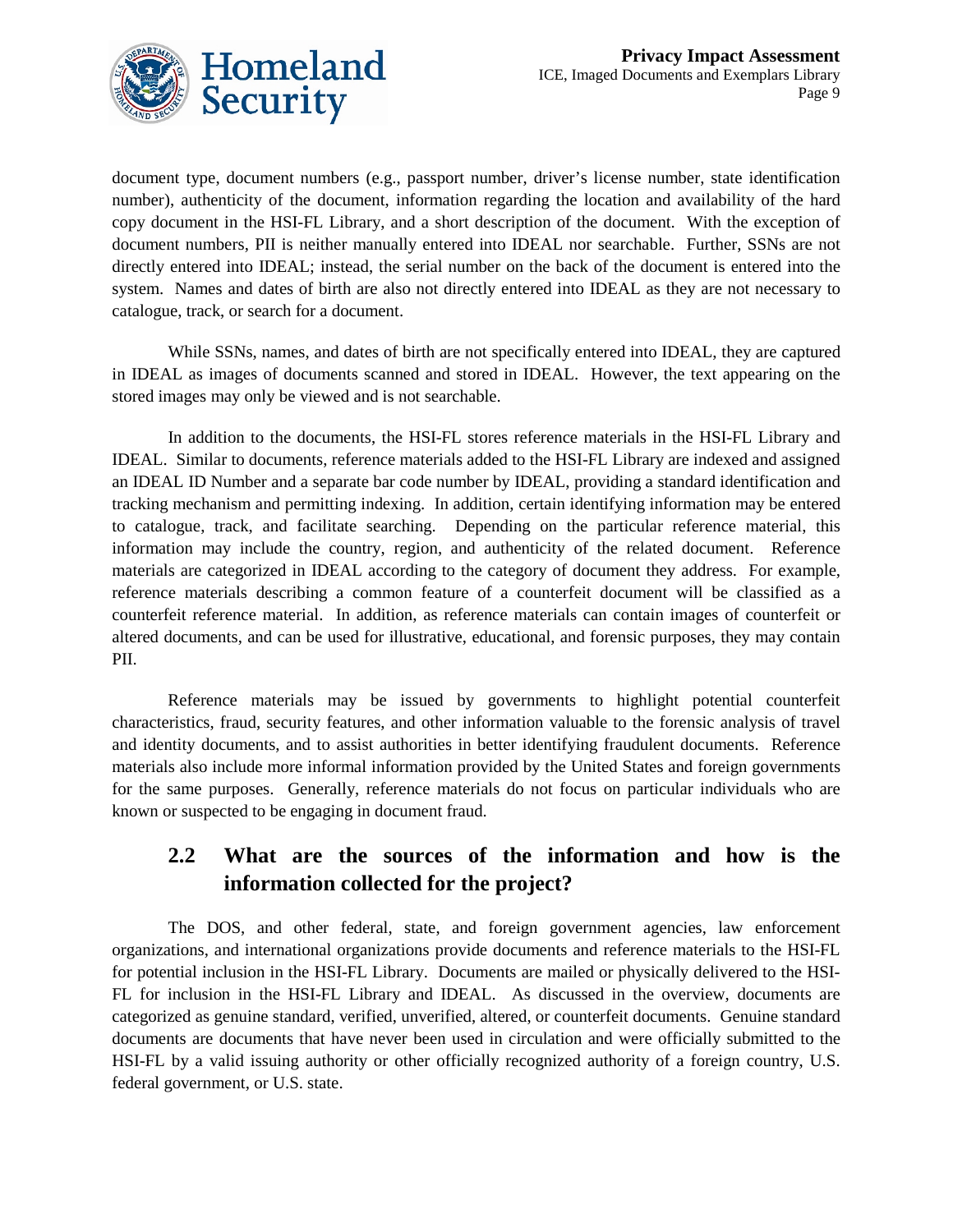document type, document numbers (e.g., passport number, driver's license number, state identification number), authenticity of the document, information regarding the location and availability of the hard copy document in the HSI-FL Library, and a short description of the document. With the exception of document numbers, PII is neither manually entered into IDEAL nor searchable. Further, SSNs are not directly entered into IDEAL; instead, the serial number on the back of the document is entered into the system. Names and dates of birth are also not directly entered into IDEAL as they are not necessary to catalogue, track, or search for a document.

While SSNs, names, and dates of birth are not specifically entered into IDEAL, they are captured in IDEAL as images of documents scanned and stored in IDEAL. However, the text appearing on the stored images may only be viewed and is not searchable.

In addition to the documents, the HSI-FL stores reference materials in the HSI-FL Library and IDEAL. Similar to documents, reference materials added to the HSI-FL Library are indexed and assigned an IDEAL ID Number and a separate bar code number by IDEAL, providing a standard identification and tracking mechanism and permitting indexing. In addition, certain identifying information may be entered to catalogue, track, and facilitate searching. Depending on the particular reference material, this information may include the country, region, and authenticity of the related document. Reference materials are categorized in IDEAL according to the category of document they address. For example, reference materials describing a common feature of a counterfeit document will be classified as a counterfeit reference material. In addition, as reference materials can contain images of counterfeit or altered documents, and can be used for illustrative, educational, and forensic purposes, they may contain PII.

Reference materials may be issued by governments to highlight potential counterfeit characteristics, fraud, security features, and other information valuable to the forensic analysis of travel and identity documents, and to assist authorities in better identifying fraudulent documents. Reference materials also include more informal information provided by the United States and foreign governments for the same purposes. Generally, reference materials do not focus on particular individuals who are known or suspected to be engaging in document fraud.

## 2.2 What are the sources of the information and how is the information collected for the project?

The DOS, and other federal, state, and foreign government agencies, law enforcement organizations, and international organizations provide documents and reference materials to the HSI-FL for potential inclusion in the HSI-FL Library. Documents are mailed or physically delivered to the HSI-FL for inclusion in the HSI-FL Library and IDEAL. As discussed in the overview, documents are categorized as genuine standard, verified, unverified, altered, or counterfeit documents. Genuine standard documents are documents that have never been used in circulation and were officially submitted to the HSI-FL by a valid issuing authority or other officially recognized authority of a foreign country, U.S. federal government, or U.S. state.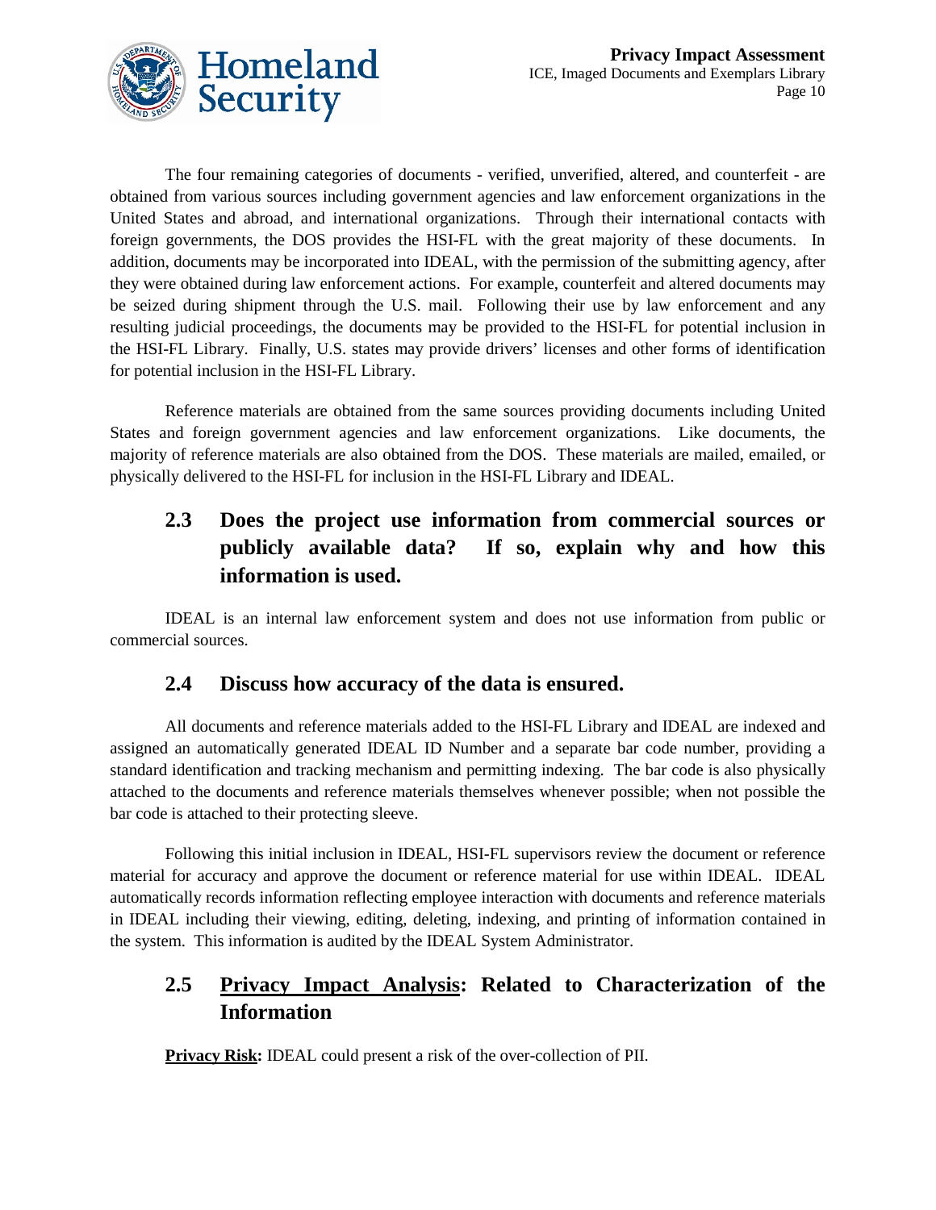The four remaining categories of documents - verified, unverified, altered, and counterfeit - are obtained from various sources including government agencies and law enforcement organizations in the United States and abroad, and international organizations. Through their international contacts with foreign governments, the DOS provides the HSI-FL with the great majority of these documents. In addition, documents may be incorporated into IDEAL, with the permission of the submitting agency, after they were obtained during law enforcement actions. For example, counterfeit and altered documents may be seized during shipment through the U.S. mail. Following their use by law enforcement and any resulting judicial proceedings, the documents may be provided to the HSI-FL for potential inclusion in the HSI-FL Library. Finally, U.S. states may provide drivers' licenses and other forms of identification for potential inclusion in the HSI-FL Library.

Reference materials are obtained from the same sources providing documents including United States and foreign government agencies and law enforcement organizations. Like documents, the majority of reference materials are also obtained from the DOS. These materials are mailed, emailed, or physically delivered to the HSI-FL for inclusion in the HSI-FL Library and IDEAL.

## 2.3 Does the project use information from commercial sources or publicly available data? If so, explain why and how this information is used.

IDEAL is an internal law enforcement system and does not use information from public or commercial sources.

## 2.4 Discuss how accuracy of the data is ensured.

All documents and reference materials added to the HSI-FL Library and IDEAL are indexed and assigned an automatically generated IDEAL ID Number and a separate bar code number, providing a standard identification and tracking mechanism and permitting indexing. The bar code is also physically attached to the documents and reference materials themselves whenever possible; when not possible the bar code is attached to their protecting sleeve.

Following this initial inclusion in IDEAL, HSI-FL supervisors review the document or reference material for accuracy and approve the document or reference material for use within IDEAL. IDEAL automatically records information reflecting employee interaction with documents and reference materials in IDEAL including their viewing, editing, deleting, indexing, and printing of information contained in the system. This information is audited by the IDEAL System Administrator.

## 2.5 Privacy Impact Analysis: Related to Characterization of the Information

**Privacy Risk:** IDEAL could present a risk of the over-collection of PII.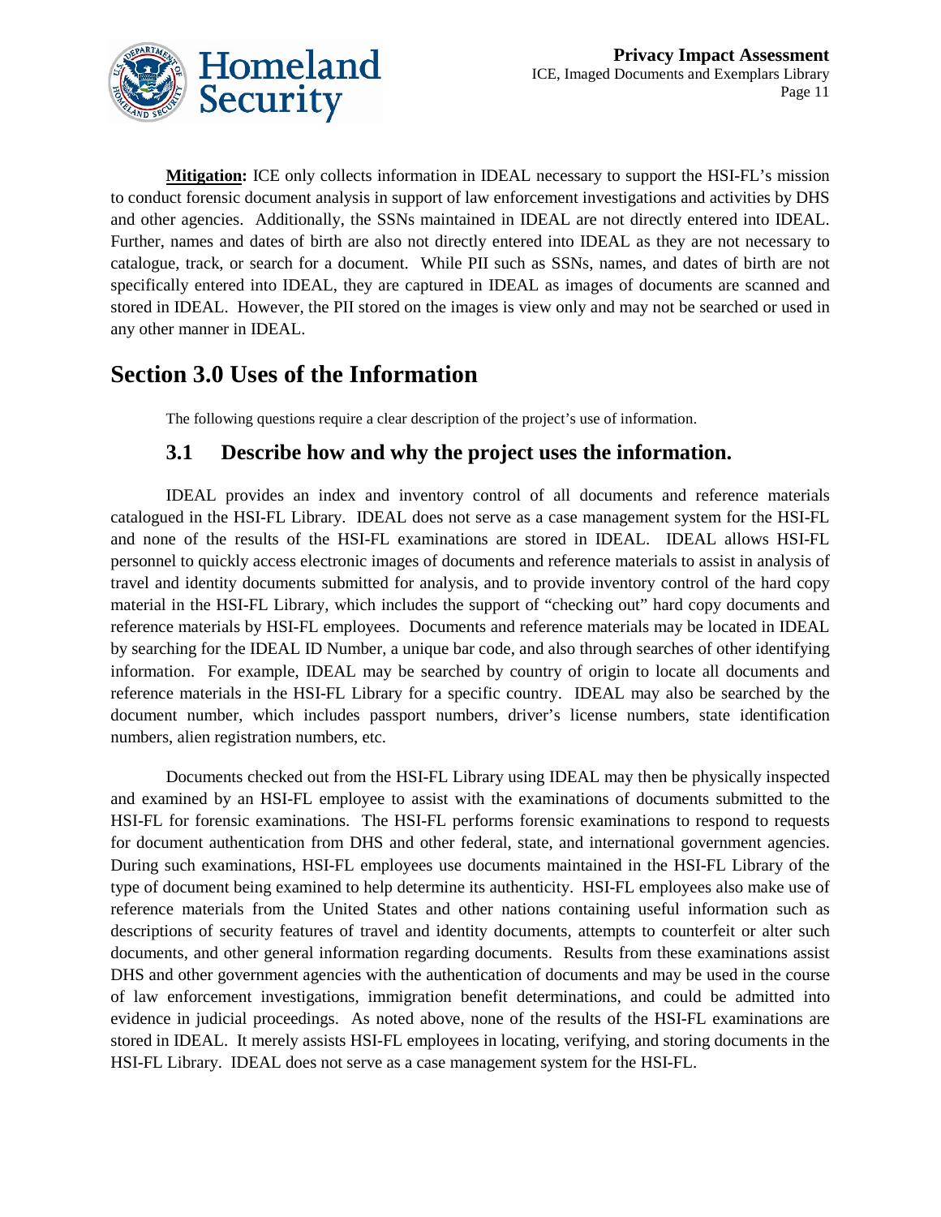**Mitigation:** ICE only collects information in IDEAL necessary to support the HSI-FL's mission to conduct forensic document analysis in support of law enforcement investigations and activities by DHS and other agencies. Additionally, the SSNs maintained in IDEAL are not directly entered into IDEAL. Further, names and dates of birth are also not directly entered into IDEAL as they are not necessary to catalogue, track, or search for a document. While PII such as SSNs, names, and dates of birth are not specifically entered into IDEAL, they are captured in IDEAL as images of documents are scanned and stored in IDEAL. However, the PII stored on the images is view only and may not be searched or used in any other manner in IDEAL.

# Section 3.0 Uses of the Information

The following questions require a clear description of the project's use of information.

## 3.1 Describe how and why the project uses the information.

IDEAL provides an index and inventory control of all documents and reference materials catalogued in the HSI-FL Library. IDEAL does not serve as a case management system for the HSI-FL and none of the results of the HSI-FL examinations are stored in IDEAL. IDEAL allows HSI-FL personnel to quickly access electronic images of documents and reference materials to assist in analysis of travel and identity documents submitted for analysis, and to provide inventory control of the hard copy material in the HSI-FL Library, which includes the support of "checking out" hard copy documents and reference materials by HSI-FL employees. Documents and reference materials may be located in IDEAL by searching for the IDEAL ID Number, a unique bar code, and also through searches of other identifying information. For example, IDEAL may be searched by country of origin to locate all documents and reference materials in the HSI-FL Library for a specific country. IDEAL may also be searched by the document number, which includes passport numbers, driver's license numbers, state identification numbers, alien registration numbers, etc.

Documents checked out from the HSI-FL Library using IDEAL may then be physically inspected and examined by an HSI-FL employee to assist with the examinations of documents submitted to the HSI-FL for forensic examinations. The HSI-FL performs forensic examinations to respond to requests for document authentication from DHS and other federal, state, and international government agencies. During such examinations, HSI-FL employees use documents maintained in the HSI-FL Library of the type of document being examined to help determine its authenticity. HSI-FL employees also make use of reference materials from the United States and other nations containing useful information such as descriptions of security features of travel and identity documents, attempts to counterfeit or alter such documents, and other general information regarding documents. Results from these examinations assist DHS and other government agencies with the authentication of documents and may be used in the course of law enforcement investigations, immigration benefit determinations, and could be admitted into evidence in judicial proceedings. As noted above, none of the results of the HSI-FL examinations are stored in IDEAL. It merely assists HSI-FL employees in locating, verifying, and storing documents in the HSI-FL Library. IDEAL does not serve as a case management system for the HSI-FL.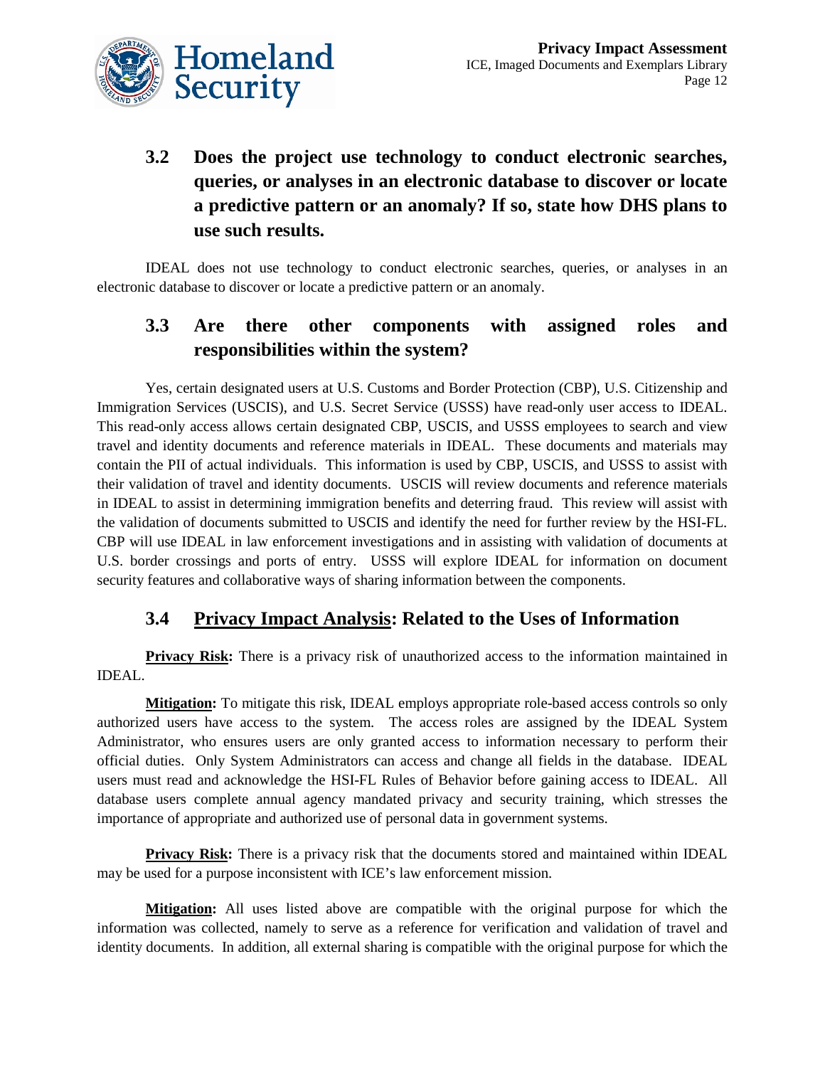### 3.2 Does the project use technology to conduct electronic searches, queries, or analyses in an electronic database to discover or locate a predictive pattern or an anomaly? If so, state how DHS plans to use such results.

IDEAL does not use technology to conduct electronic searches, queries, or analyses in an electronic database to discover or locate a predictive pattern or an anomaly.

### 3.3 Are there other components with assigned roles and responsibilities within the system?

Yes, certain designated users at U.S. Customs and Border Protection (CBP), U.S. Citizenship and Immigration Services (USCIS), and U.S. Secret Service (USSS) have read-only user access to IDEAL. This read-only access allows certain designated CBP, USCIS, and USSS employees to search and view travel and identity documents and reference materials in IDEAL. These documents and materials may contain the PII of actual individuals. This information is used by CBP, USCIS, and USSS to assist with their validation of travel and identity documents. USCIS will review documents and reference materials in IDEAL to assist in determining immigration benefits and deterring fraud. This review will assist with the validation of documents submitted to USCIS and identify the need for further review by the HSI-FL. CBP will use IDEAL in law enforcement investigations and in assisting with validation of documents at U.S. border crossings and ports of entry. USSS will explore IDEAL for information on document security features and collaborative ways of sharing information between the components.

### 3.4 Privacy Impact Analysis: Related to the Uses of Information

**Privacy Risk:** There is a privacy risk of unauthorized access to the information maintained in IDEAL.

**Mitigation:** To mitigate this risk, IDEAL employs appropriate role-based access controls so only authorized users have access to the system. The access roles are assigned by the IDEAL System Administrator, who ensures users are only granted access to information necessary to perform their official duties. Only System Administrators can access and change all fields in the database. IDEAL users must read and acknowledge the HSI-FL Rules of Behavior before gaining access to IDEAL. All database users complete annual agency mandated privacy and security training, which stresses the importance of appropriate and authorized use of personal data in government systems.

**Privacy Risk:** There is a privacy risk that the documents stored and maintained within IDEAL may be used for a purpose inconsistent with ICE's law enforcement mission.

**Mitigation:** All uses listed above are compatible with the original purpose for which the information was collected, namely to serve as a reference for verification and validation of travel and identity documents. In addition, all external sharing is compatible with the original purpose for which the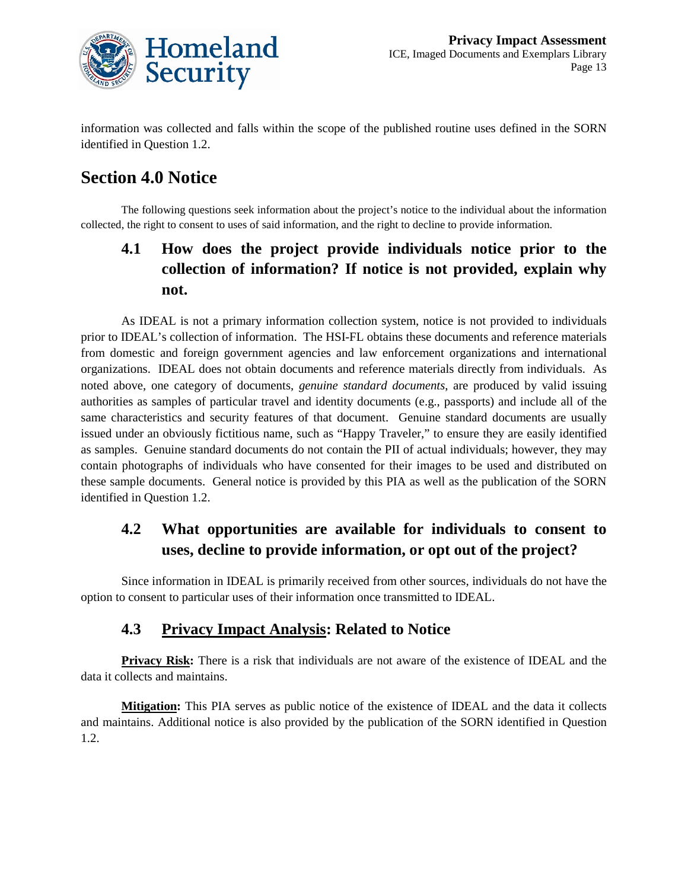information was collected and falls within the scope of the published routine uses defined in the SORN identified in Question 1.2.

## Section 4.0 Notice

The following questions seek information about the project's notice to the individual about the information collected, the right to consent to uses of said information, and the right to decline to provide information.

### 4.1 How does the project provide individuals notice prior to the collection of information? If notice is not provided, explain why not.

As IDEAL is not a primary information collection system, notice is not provided to individuals prior to IDEAL's collection of information. The HSI-FL obtains these documents and reference materials from domestic and foreign government agencies and law enforcement organizations and international organizations. IDEAL does not obtain documents and reference materials directly from individuals. As noted above, one category of documents, *genuine standard documents*, are produced by valid issuing authorities as samples of particular travel and identity documents (e.g., passports) and include all of the same characteristics and security features of that document. Genuine standard documents are usually issued under an obviously fictitious name, such as "Happy Traveler," to ensure they are easily identified as samples. Genuine standard documents do not contain the PII of actual individuals; however, they may contain photographs of individuals who have consented for their images to be used and distributed on these sample documents. General notice is provided by this PIA as well as the publication of the SORN identified in Question 1.2.

### 4.2 What opportunities are available for individuals to consent to uses, decline to provide information, or opt out of the project?

Since information in IDEAL is primarily received from other sources, individuals do not have the option to consent to particular uses of their information once transmitted to IDEAL.

### 4.3 Privacy Impact Analysis: Related to Notice

**Privacy Risk:** There is a risk that individuals are not aware of the existence of IDEAL and the data it collects and maintains.

**Mitigation:** This PIA serves as public notice of the existence of IDEAL and the data it collects and maintains. Additional notice is also provided by the publication of the SORN identified in Question 1.2.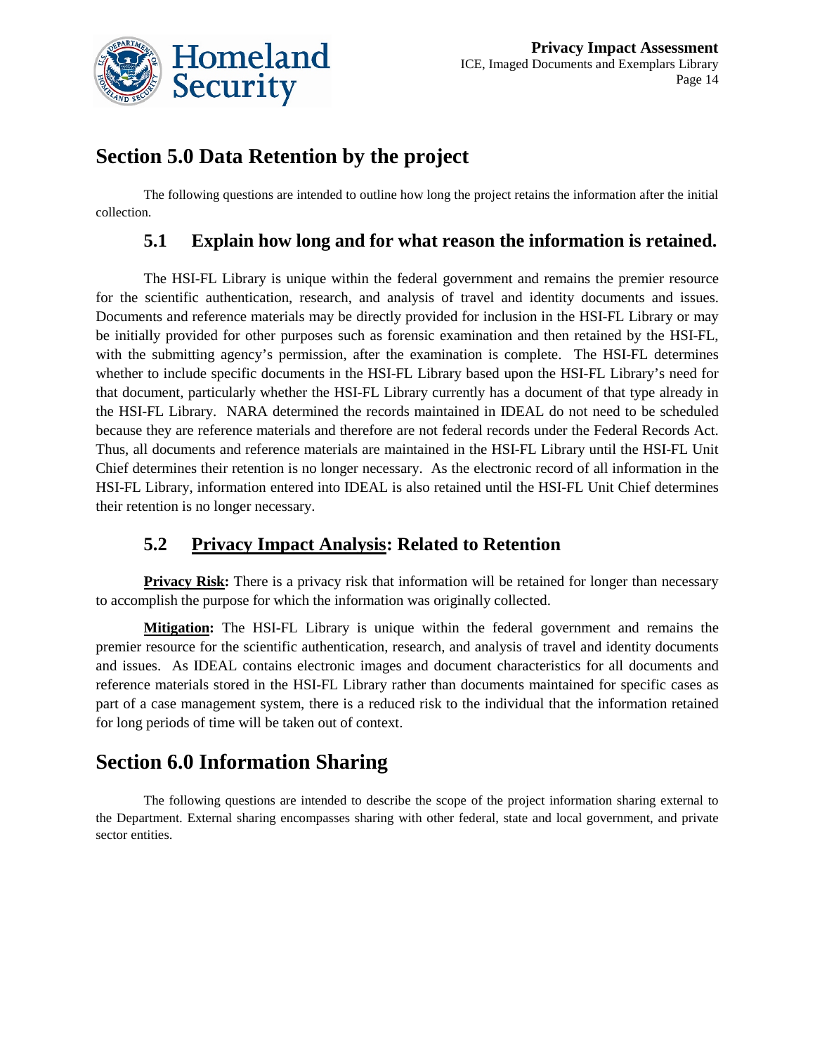# Section 5.0 Data Retention by the project

The following questions are intended to outline how long the project retains the information after the initial collection.

## 5.1 Explain how long and for what reason the information is retained.

The HSI-FL Library is unique within the federal government and remains the premier resource for the scientific authentication, research, and analysis of travel and identity documents and issues. Documents and reference materials may be directly provided for inclusion in the HSI-FL Library or may be initially provided for other purposes such as forensic examination and then retained by the HSI-FL, with the submitting agency's permission, after the examination is complete. The HSI-FL determines whether to include specific documents in the HSI-FL Library based upon the HSI-FL Library's need for that document, particularly whether the HSI-FL Library currently has a document of that type already in the HSI-FL Library. NARA determined the records maintained in IDEAL do not need to be scheduled because they are reference materials and therefore are not federal records under the Federal Records Act. Thus, all documents and reference materials are maintained in the HSI-FL Library until the HSI-FL Unit Chief determines their retention is no longer necessary. As the electronic record of all information in the HSI-FL Library, information entered into IDEAL is also retained until the HSI-FL Unit Chief determines their retention is no longer necessary.

## 5.2 Privacy Impact Analysis: Related to Retention

**Privacy Risk:** There is a privacy risk that information will be retained for longer than necessary to accomplish the purpose for which the information was originally collected.

**Mitigation:** The HSI-FL Library is unique within the federal government and remains the premier resource for the scientific authentication, research, and analysis of travel and identity documents and issues. As IDEAL contains electronic images and document characteristics for all documents and reference materials stored in the HSI-FL Library rather than documents maintained for specific cases as part of a case management system, there is a reduced risk to the individual that the information retained for long periods of time will be taken out of context.

# Section 6.0 Information Sharing

The following questions are intended to describe the scope of the project information sharing external to the Department. External sharing encompasses sharing with other federal, state and local government, and private sector entities.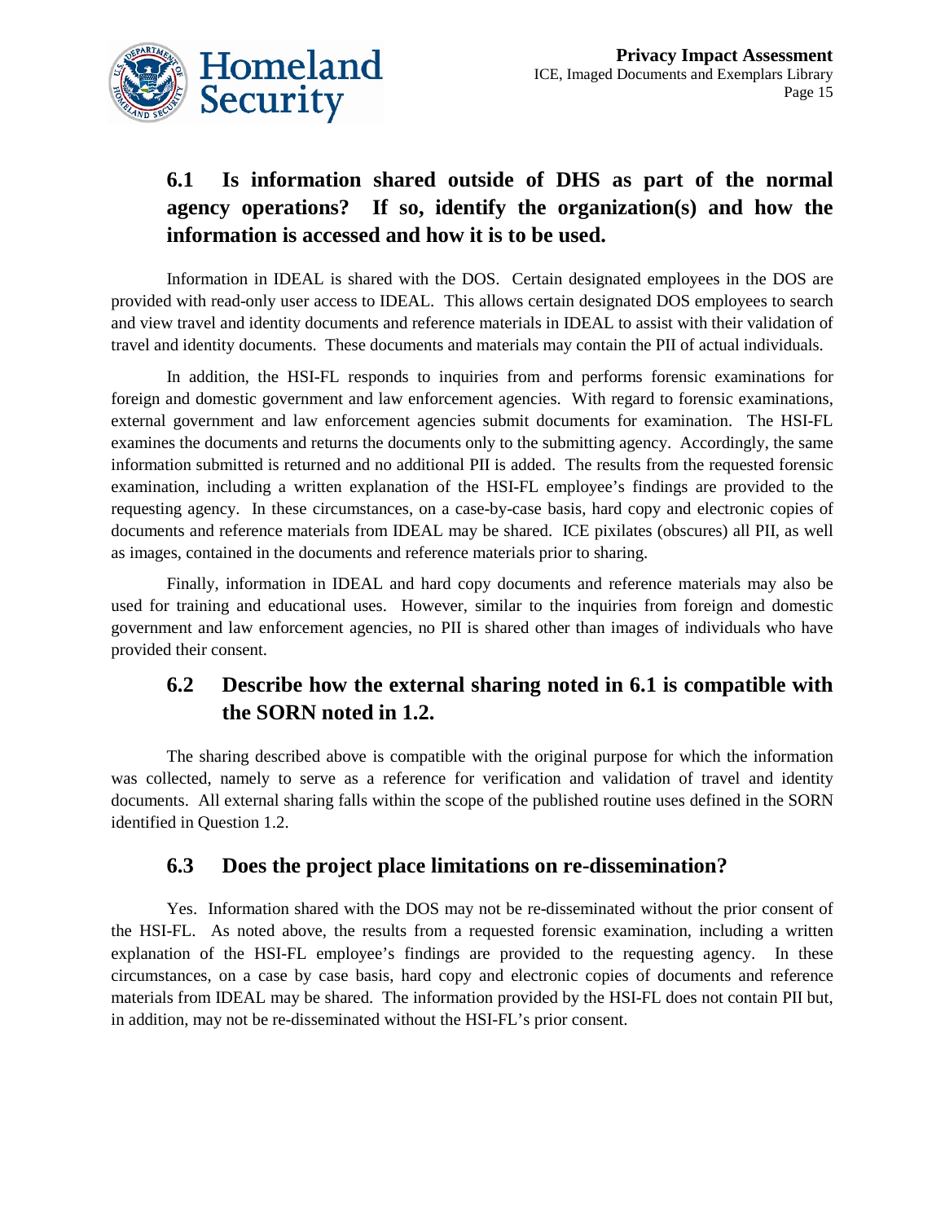## 6.1 Is information shared outside of DHS as part of the normal agency operations? If so, identify the organization(s) and how the information is accessed and how it is to be used.

Information in IDEAL is shared with the DOS. Certain designated employees in the DOS are provided with read-only user access to IDEAL. This allows certain designated DOS employees to search and view travel and identity documents and reference materials in IDEAL to assist with their validation of travel and identity documents. These documents and materials may contain the PII of actual individuals.

In addition, the HSI-FL responds to inquiries from and performs forensic examinations for foreign and domestic government and law enforcement agencies. With regard to forensic examinations, external government and law enforcement agencies submit documents for examination. The HSI-FL examines the documents and returns the documents only to the submitting agency. Accordingly, the same information submitted is returned and no additional PII is added. The results from the requested forensic examination, including a written explanation of the HSI-FL employee's findings are provided to the requesting agency. In these circumstances, on a case-by-case basis, hard copy and electronic copies of documents and reference materials from IDEAL may be shared. ICE pixilates (obscures) all PII, as well as images, contained in the documents and reference materials prior to sharing.

Finally, information in IDEAL and hard copy documents and reference materials may also be used for training and educational uses. However, similar to the inquiries from foreign and domestic government and law enforcement agencies, no PII is shared other than images of individuals who have provided their consent.

## 6.2 Describe how the external sharing noted in 6.1 is compatible with the SORN noted in 1.2.

The sharing described above is compatible with the original purpose for which the information was collected, namely to serve as a reference for verification and validation of travel and identity documents. All external sharing falls within the scope of the published routine uses defined in the SORN identified in Question 1.2.

## 6.3 Does the project place limitations on re-dissemination?

Yes. Information shared with the DOS may not be re-disseminated without the prior consent of the HSI-FL. As noted above, the results from a requested forensic examination, including a written explanation of the HSI-FL employee's findings are provided to the requesting agency. In these circumstances, on a case by case basis, hard copy and electronic copies of documents and reference materials from IDEAL may be shared. The information provided by the HSI-FL does not contain PII but, in addition, may not be re-disseminated without the HSI-FL's prior consent.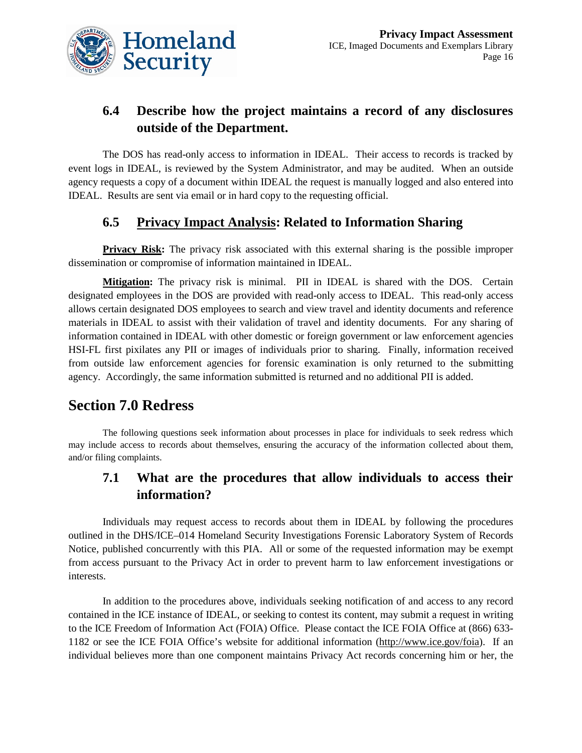### 6.4 Describe how the project maintains a record of any disclosures outside of the Department.

The DOS has read-only access to information in IDEAL. Their access to records is tracked by event logs in IDEAL, is reviewed by the System Administrator, and may be audited. When an outside agency requests a copy of a document within IDEAL the request is manually logged and also entered into IDEAL. Results are sent via email or in hard copy to the requesting official.

### 6.5 Privacy Impact Analysis: Related to Information Sharing

**Privacy Risk:** The privacy risk associated with this external sharing is the possible improper dissemination or compromise of information maintained in IDEAL.

**Mitigation:** The privacy risk is minimal. PII in IDEAL is shared with the DOS. Certain designated employees in the DOS are provided with read-only access to IDEAL. This read-only access allows certain designated DOS employees to search and view travel and identity documents and reference materials in IDEAL to assist with their validation of travel and identity documents. For any sharing of information contained in IDEAL with other domestic or foreign government or law enforcement agencies HSI-FL first pixilates any PII or images of individuals prior to sharing. Finally, information received from outside law enforcement agencies for forensic examination is only returned to the submitting agency. Accordingly, the same information submitted is returned and no additional PII is added.

## Section 7.0 Redress

The following questions seek information about processes in place for individuals to seek redress which may include access to records about themselves, ensuring the accuracy of the information collected about them, and/or filing complaints.

### 7.1 What are the procedures that allow individuals to access their information?

Individuals may request access to records about them in IDEAL by following the procedures outlined in the DHS/ICE–014 Homeland Security Investigations Forensic Laboratory System of Records Notice, published concurrently with this PIA. All or some of the requested information may be exempt from access pursuant to the Privacy Act in order to prevent harm to law enforcement investigations or interests.

In addition to the procedures above, individuals seeking notification of and access to any record contained in the ICE instance of IDEAL, or seeking to contest its content, may submit a request in writing to the ICE Freedom of Information Act (FOIA) Office. Please contact the ICE FOIA Office at (866) 633-1182 or see the ICE FOIA Office's website for additional information (http://www.ice.gov/foia). If an individual believes more than one component maintains Privacy Act records concerning him or her, the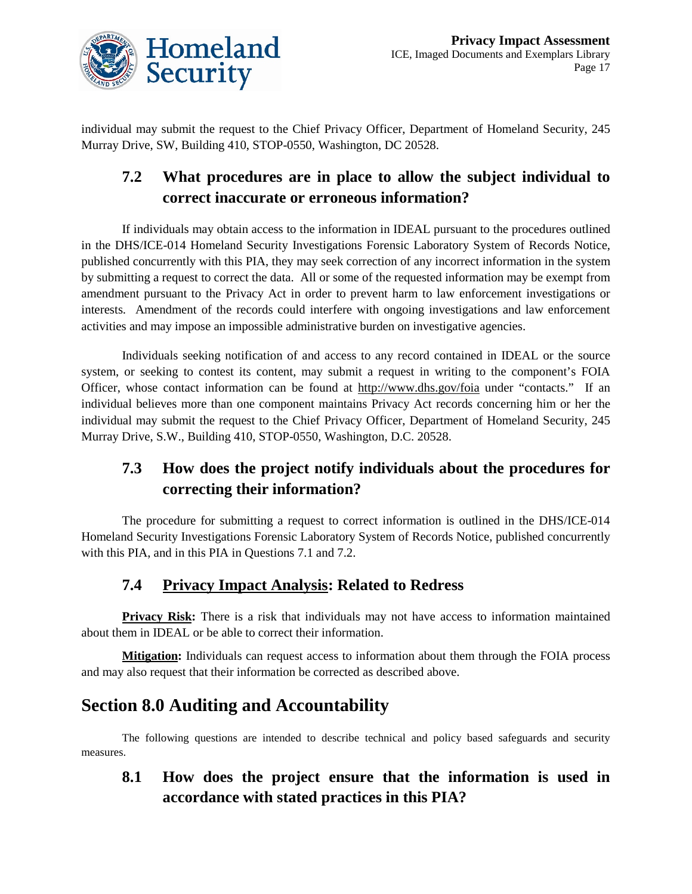individual may submit the request to the Chief Privacy Officer, Department of Homeland Security, 245 Murray Drive, SW, Building 410, STOP-0550, Washington, DC 20528.

### 7.2 What procedures are in place to allow the subject individual to correct inaccurate or erroneous information?

If individuals may obtain access to the information in IDEAL pursuant to the procedures outlined in the DHS/ICE-014 Homeland Security Investigations Forensic Laboratory System of Records Notice, published concurrently with this PIA, they may seek correction of any incorrect information in the system by submitting a request to correct the data. All or some of the requested information may be exempt from amendment pursuant to the Privacy Act in order to prevent harm to law enforcement investigations or interests. Amendment of the records could interfere with ongoing investigations and law enforcement activities and may impose an impossible administrative burden on investigative agencies.

Individuals seeking notification of and access to any record contained in IDEAL or the source system, or seeking to contest its content, may submit a request in writing to the component's FOIA Officer, whose contact information can be found at http://www.dhs.gov/foia under "contacts." If an individual believes more than one component maintains Privacy Act records concerning him or her the individual may submit the request to the Chief Privacy Officer, Department of Homeland Security, 245 Murray Drive, S.W., Building 410, STOP-0550, Washington, D.C. 20528.

### 7.3 How does the project notify individuals about the procedures for correcting their information?

The procedure for submitting a request to correct information is outlined in the DHS/ICE-014 Homeland Security Investigations Forensic Laboratory System of Records Notice, published concurrently with this PIA, and in this PIA in Questions 7.1 and 7.2.

### 7.4 Privacy Impact Analysis: Related to Redress

**Privacy Risk:** There is a risk that individuals may not have access to information maintained about them in IDEAL or be able to correct their information.

**Mitigation:** Individuals can request access to information about them through the FOIA process and may also request that their information be corrected as described above.

## Section 8.0 Auditing and Accountability

The following questions are intended to describe technical and policy based safeguards and security measures.

### 8.1 How does the project ensure that the information is used in accordance with stated practices in this PIA?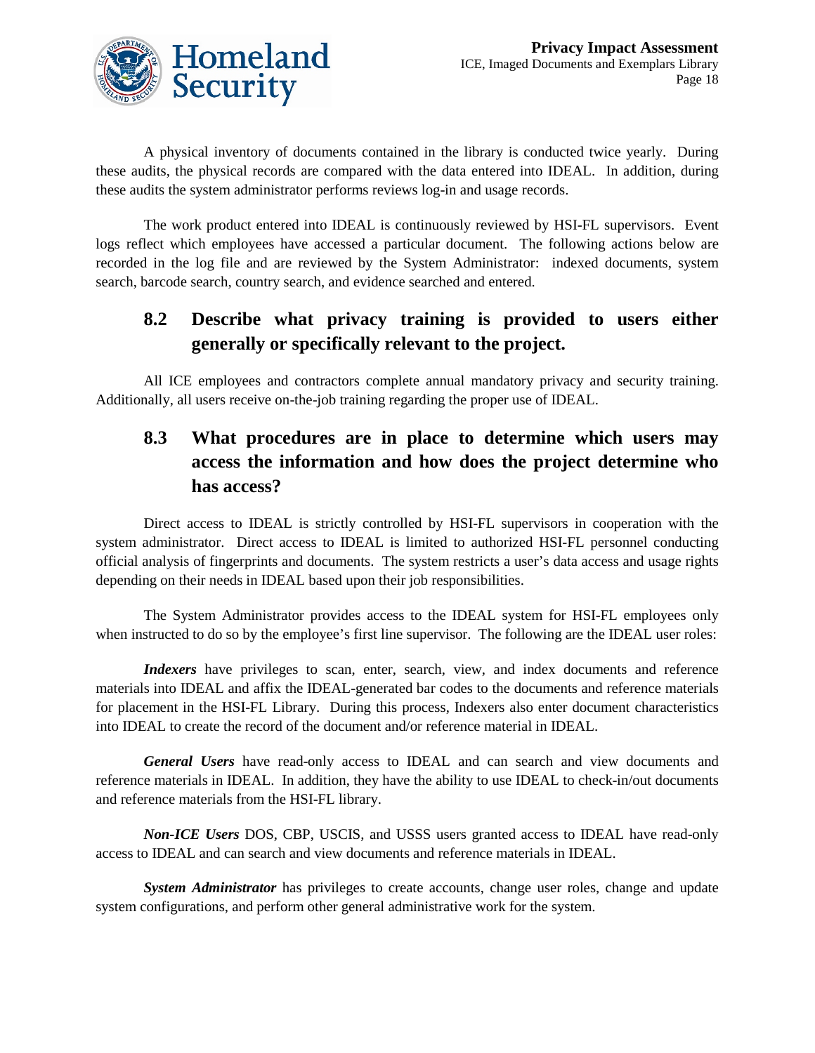A physical inventory of documents contained in the library is conducted twice yearly. During these audits, the physical records are compared with the data entered into IDEAL. In addition, during these audits the system administrator performs reviews log-in and usage records.

The work product entered into IDEAL is continuously reviewed by HSI-FL supervisors. Event logs reflect which employees have accessed a particular document. The following actions below are recorded in the log file and are reviewed by the System Administrator: indexed documents, system search, barcode search, country search, and evidence searched and entered.

## 8.2 Describe what privacy training is provided to users either generally or specifically relevant to the project.

All ICE employees and contractors complete annual mandatory privacy and security training. Additionally, all users receive on-the-job training regarding the proper use of IDEAL.

## 8.3 What procedures are in place to determine which users may access the information and how does the project determine who has access?

Direct access to IDEAL is strictly controlled by HSI-FL supervisors in cooperation with the system administrator. Direct access to IDEAL is limited to authorized HSI-FL personnel conducting official analysis of fingerprints and documents. The system restricts a user's data access and usage rights depending on their needs in IDEAL based upon their job responsibilities.

The System Administrator provides access to the IDEAL system for HSI-FL employees only when instructed to do so by the employee's first line supervisor. The following are the IDEAL user roles:

***Indexers*** have privileges to scan, enter, search, view, and index documents and reference materials into IDEAL and affix the IDEAL-generated bar codes to the documents and reference materials for placement in the HSI-FL Library. During this process, Indexers also enter document characteristics into IDEAL to create the record of the document and/or reference material in IDEAL.

***General Users*** have read-only access to IDEAL and can search and view documents and reference materials in IDEAL. In addition, they have the ability to use IDEAL to check-in/out documents and reference materials from the HSI-FL library.

***Non-ICE Users*** DOS, CBP, USCIS, and USSS users granted access to IDEAL have read-only access to IDEAL and can search and view documents and reference materials in IDEAL.

***System Administrator*** has privileges to create accounts, change user roles, change and update system configurations, and perform other general administrative work for the system.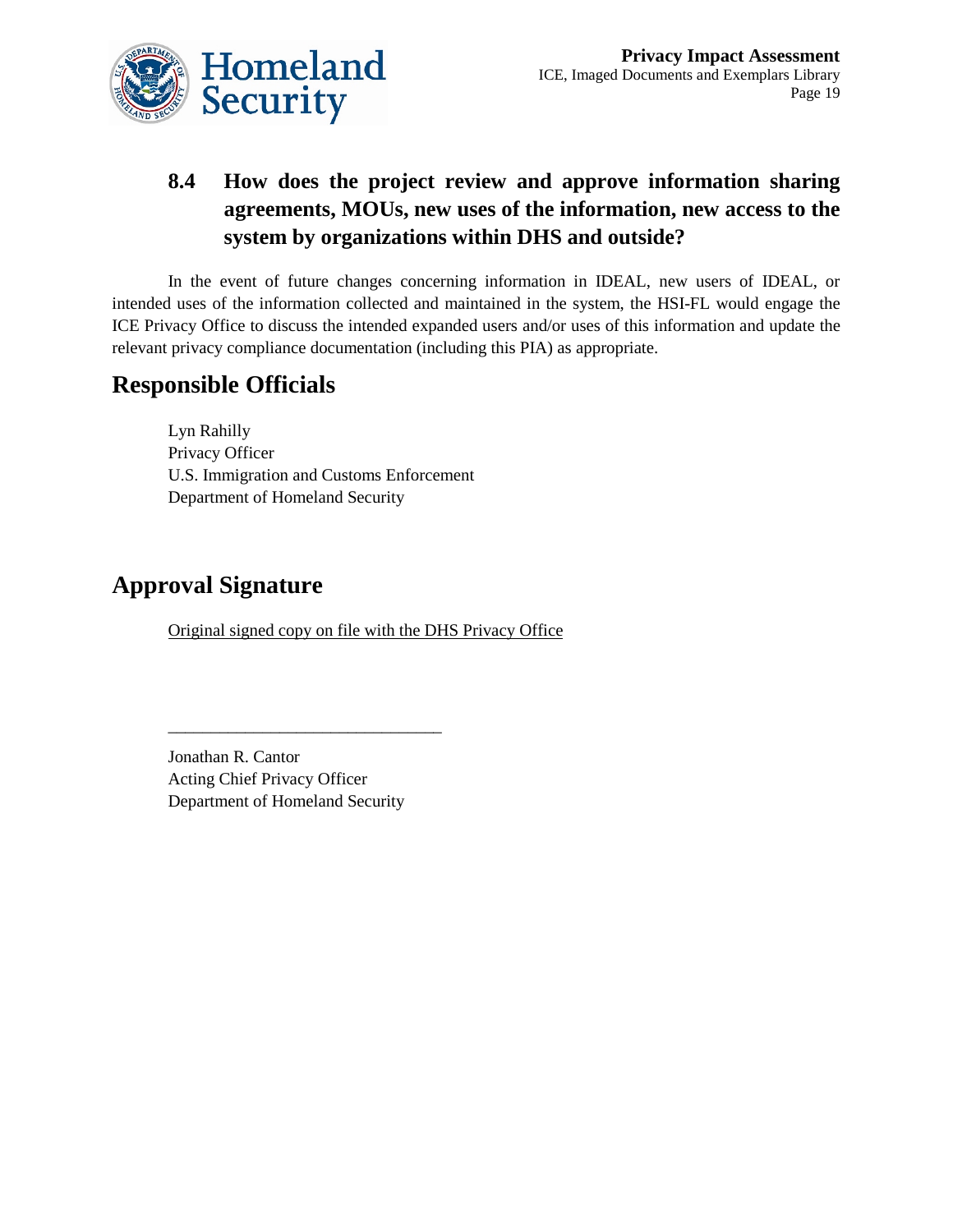### 8.4 How does the project review and approve information sharing agreements, MOUs, new uses of the information, new access to the system by organizations within DHS and outside?

In the event of future changes concerning information in IDEAL, new users of IDEAL, or intended uses of the information collected and maintained in the system, the HSI-FL would engage the ICE Privacy Office to discuss the intended expanded users and/or uses of this information and update the relevant privacy compliance documentation (including this PIA) as appropriate.

## Responsible Officials

Lyn Rahilly
Privacy Officer
U.S. Immigration and Customs Enforcement
Department of Homeland Security

## Approval Signature

Original signed copy on file with the DHS Privacy Office

________________________________

Jonathan R. Cantor
Acting Chief Privacy Officer
Department of Homeland Security